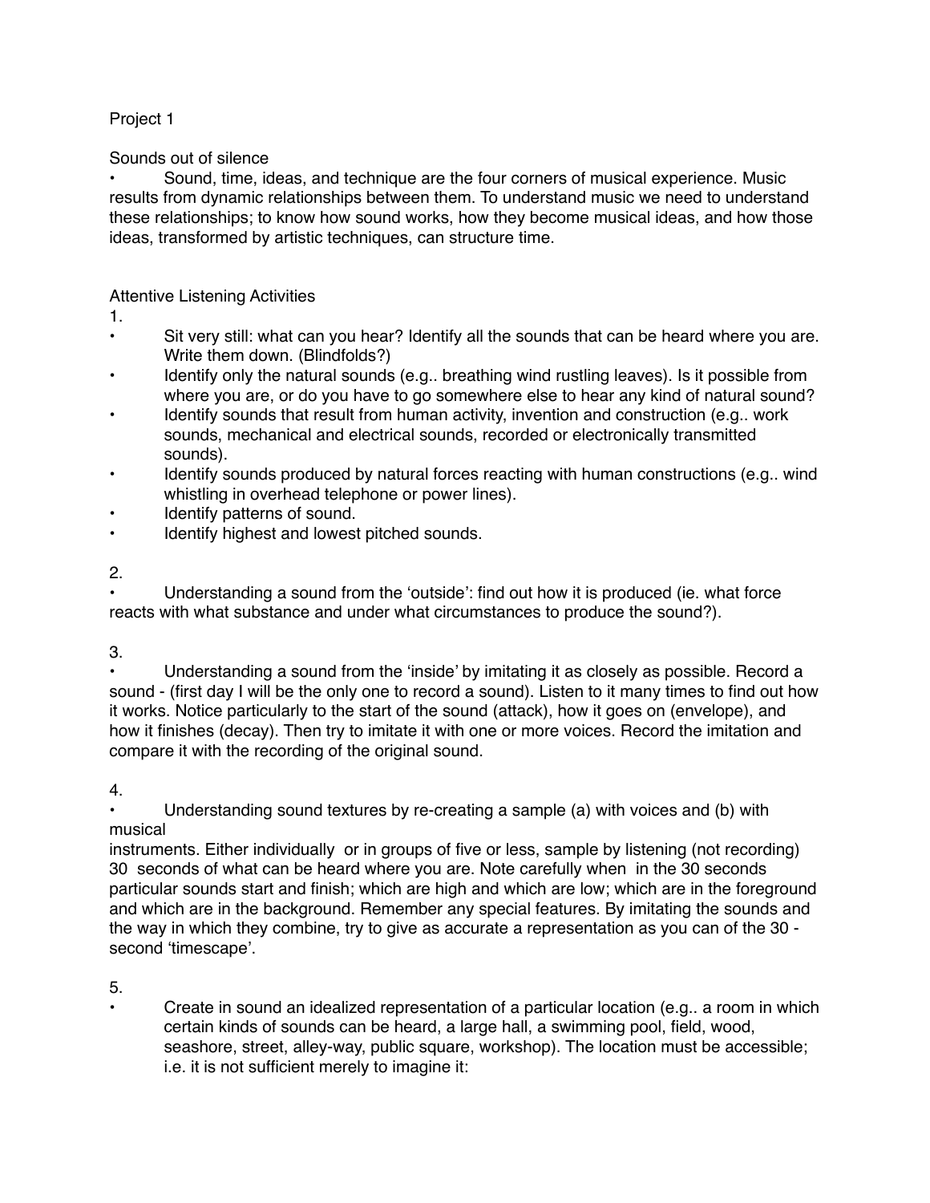Project 1

Sounds out of silence

- Sound, time, ideas, and technique are the four corners of musical experience. Music results from dynamic relationships between them. To understand music we need to understand these relationships; to know how sound works, how they become musical ideas, and how those ideas, transformed by artistic techniques, can structure time.

Attentive Listening Activities

1.

- Sit very still: what can you hear? Identify all the sounds that can be heard where you are. Write them down. (Blindfolds?)
- Identify only the natural sounds (e.g.. breathing wind rustling leaves). Is it possible from where you are, or do you have to go somewhere else to hear any kind of natural sound?
- Identify sounds that result from human activity, invention and construction (e.g.. work sounds, mechanical and electrical sounds, recorded or electronically transmitted sounds).
- Identify sounds produced by natural forces reacting with human constructions (e.g.. wind whistling in overhead telephone or power lines).
- Identify patterns of sound.
- Identify highest and lowest pitched sounds.

2.

- Understanding a sound from the 'outside': find out how it is produced (ie. what force reacts with what substance and under what circumstances to produce the sound?).

3.

- Understanding a sound from the 'inside' by imitating it as closely as possible. Record a sound - (first day I will be the only one to record a sound). Listen to it many times to find out how it works. Notice particularly to the start of the sound (attack), how it goes on (envelope), and how it finishes (decay). Then try to imitate it with one or more voices. Record the imitation and compare it with the recording of the original sound.

4.

- Understanding sound textures by re-creating a sample (a) with voices and (b) with musical instruments. Either individually or in groups of five or less, sample by listening (not recording) 30 seconds of what can be heard where you are. Note carefully when in the 30 seconds particular sounds start and finish; which are high and which are low; which are in the foreground and which are in the background. Remember any special features. By imitating the sounds and the way in which they combine, try to give as accurate a representation as you can of the 30 - second 'timescape'.

5.

- Create in sound an idealized representation of a particular location (e.g.. a room in which certain kinds of sounds can be heard, a large hall, a swimming pool, field, wood, seashore, street, alley-way, public square, workshop). The location must be accessible; i.e. it is not sufficient merely to imagine it: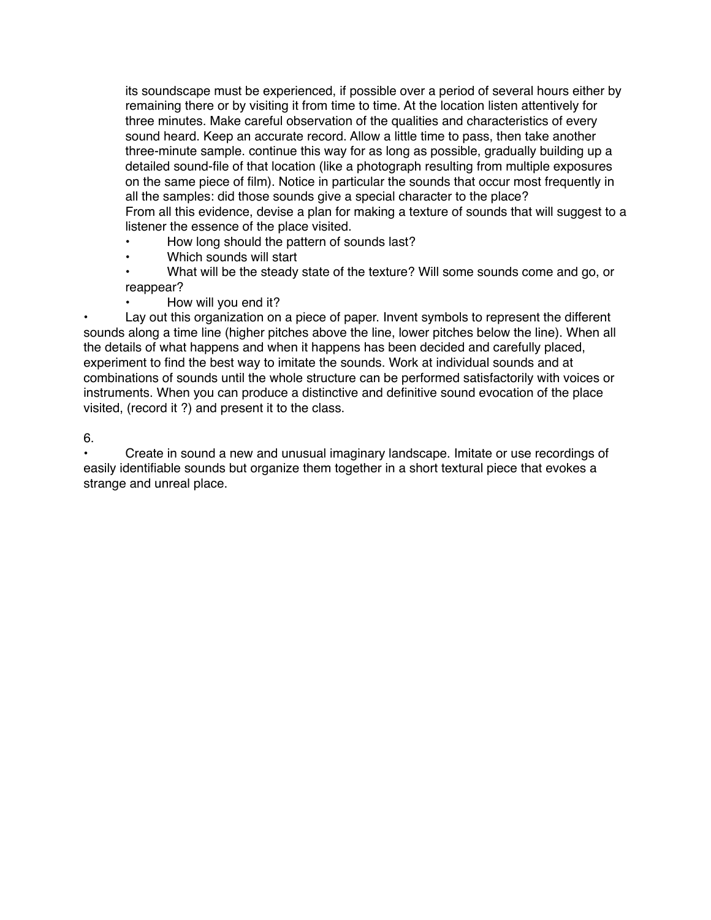its soundscape must be experienced, if possible over a period of several hours either by remaining there or by visiting it from time to time. At the location listen attentively for three minutes. Make careful observation of the qualities and characteristics of every sound heard. Keep an accurate record. Allow a little time to pass, then take another three-minute sample. continue this way for as long as possible, gradually building up a detailed sound-file of that location (like a photograph resulting from multiple exposures on the same piece of film). Notice in particular the sounds that occur most frequently in all the samples: did those sounds give a special character to the place?
From all this evidence, devise a plan for making a texture of sounds that will suggest to a listener the essence of the place visited.

- How long should the pattern of sounds last?
- Which sounds will start
- What will be the steady state of the texture? Will some sounds come and go, or reappear?
- How will you end it?

- Lay out this organization on a piece of paper. Invent symbols to represent the different sounds along a time line (higher pitches above the line, lower pitches below the line). When all the details of what happens and when it happens has been decided and carefully placed, experiment to find the best way to imitate the sounds. Work at individual sounds and at combinations of sounds until the whole structure can be performed satisfactorily with voices or instruments. When you can produce a distinctive and definitive sound evocation of the place visited, (record it ?) and present it to the class.

6.

- Create in sound a new and unusual imaginary landscape. Imitate or use recordings of easily identifiable sounds but organize them together in a short textural piece that evokes a strange and unreal place.